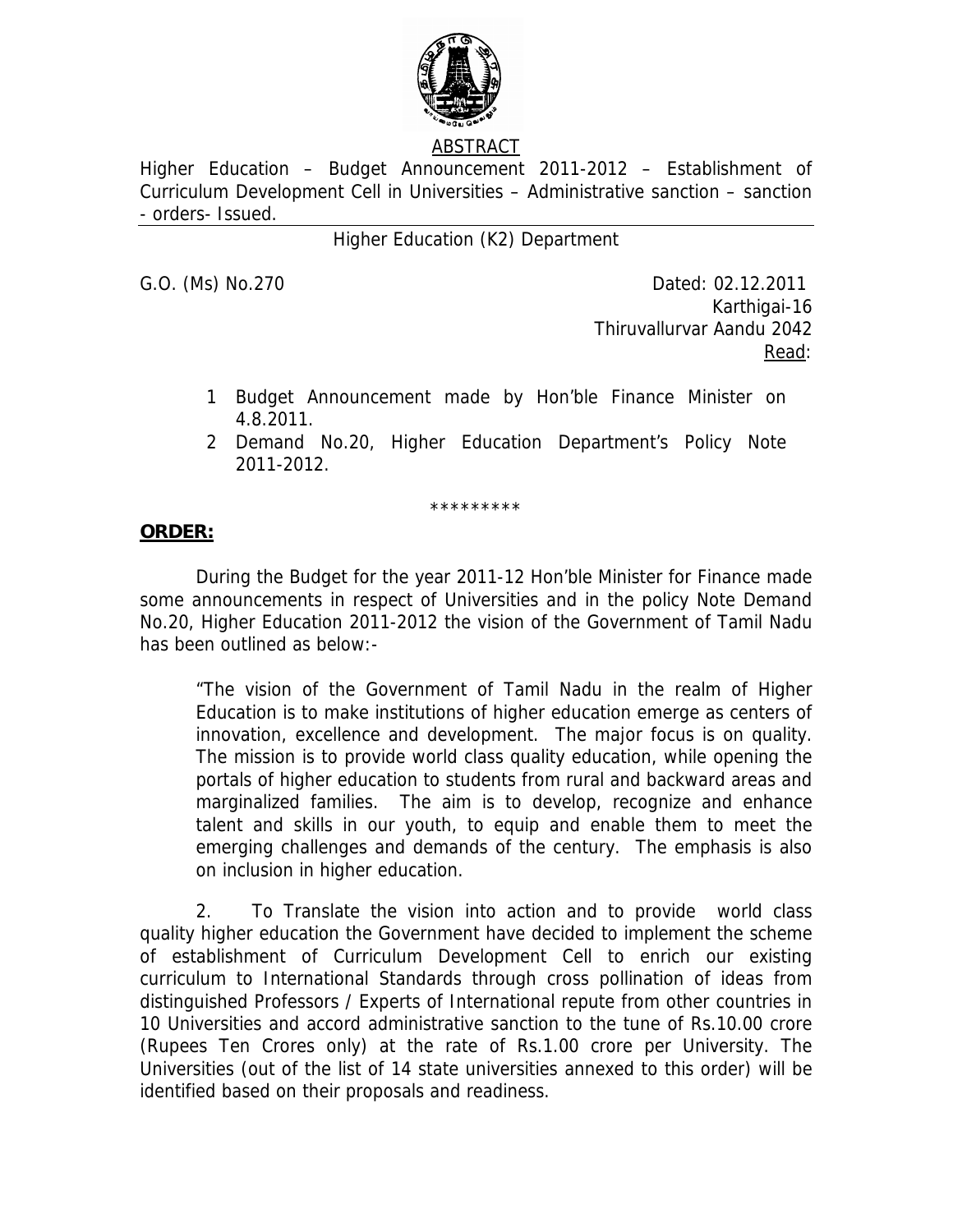ABSTRACT

Higher Education – Budget Announcement 2011-2012 – Establishment of Curriculum Development Cell in Universities – Administrative sanction – sanction - orders- Issued.

Higher Education (K2) Department

G.O. (Ms) No.270 Dated: 02.12.2011

Karthigai-16

Thiruvallurvar Aandu 2042

Read:

1. Budget Announcement made by Hon'ble Finance Minister on 4.8.2011.
2. Demand No.20, Higher Education Department's Policy Note 2011-2012.

\*\*\*\*\*\*\*\*\*

**ORDER:**

During the Budget for the year 2011-12 Hon'ble Minister for Finance made some announcements in respect of Universities and in the policy Note Demand No.20, Higher Education 2011-2012 the vision of the Government of Tamil Nadu has been outlined as below:-

> "The vision of the Government of Tamil Nadu in the realm of Higher Education is to make institutions of higher education emerge as centers of innovation, excellence and development. The major focus is on quality. The mission is to provide world class quality education, while opening the portals of higher education to students from rural and backward areas and marginalized families. The aim is to develop, recognize and enhance talent and skills in our youth, to equip and enable them to meet the emerging challenges and demands of the century. The emphasis is also on inclusion in higher education.

2. To Translate the vision into action and to provide world class quality higher education the Government have decided to implement the scheme of establishment of Curriculum Development Cell to enrich our existing curriculum to International Standards through cross pollination of ideas from distinguished Professors / Experts of International repute from other countries in 10 Universities and accord administrative sanction to the tune of Rs.10.00 crore (Rupees Ten Crores only) at the rate of Rs.1.00 crore per University. The Universities (out of the list of 14 state universities annexed to this order) will be identified based on their proposals and readiness.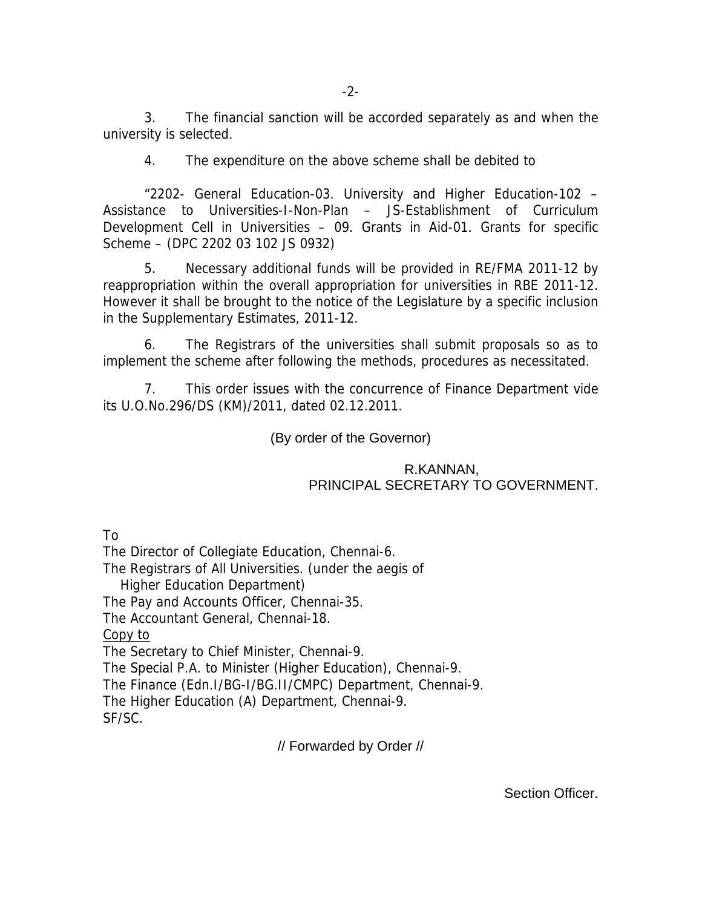3. The financial sanction will be accorded separately as and when the university is selected.

4. The expenditure on the above scheme shall be debited to

"2202- General Education-03. University and Higher Education-102 – Assistance to Universities-I-Non-Plan – JS-Establishment of Curriculum Development Cell in Universities – 09. Grants in Aid-01. Grants for specific Scheme – (DPC 2202 03 102 JS 0932)

5. Necessary additional funds will be provided in RE/FMA 2011-12 by reappropriation within the overall appropriation for universities in RBE 2011-12. However it shall be brought to the notice of the Legislature by a specific inclusion in the Supplementary Estimates, 2011-12.

6. The Registrars of the universities shall submit proposals so as to implement the scheme after following the methods, procedures as necessitated.

7. This order issues with the concurrence of Finance Department vide its U.O.No.296/DS (KM)/2011, dated 02.12.2011.

(By order of the Governor)

R.KANNAN,
PRINCIPAL SECRETARY TO GOVERNMENT.

To
The Director of Collegiate Education, Chennai-6.
The Registrars of All Universities. (under the aegis of
Higher Education Department)
The Pay and Accounts Officer, Chennai-35.
The Accountant General, Chennai-18.

Copy to
The Secretary to Chief Minister, Chennai-9.
The Special P.A. to Minister (Higher Education), Chennai-9.
The Finance (Edn.I/BG-I/BG.II/CMPC) Department, Chennai-9.
The Higher Education (A) Department, Chennai-9.
SF/SC.

// Forwarded by Order //

Section Officer.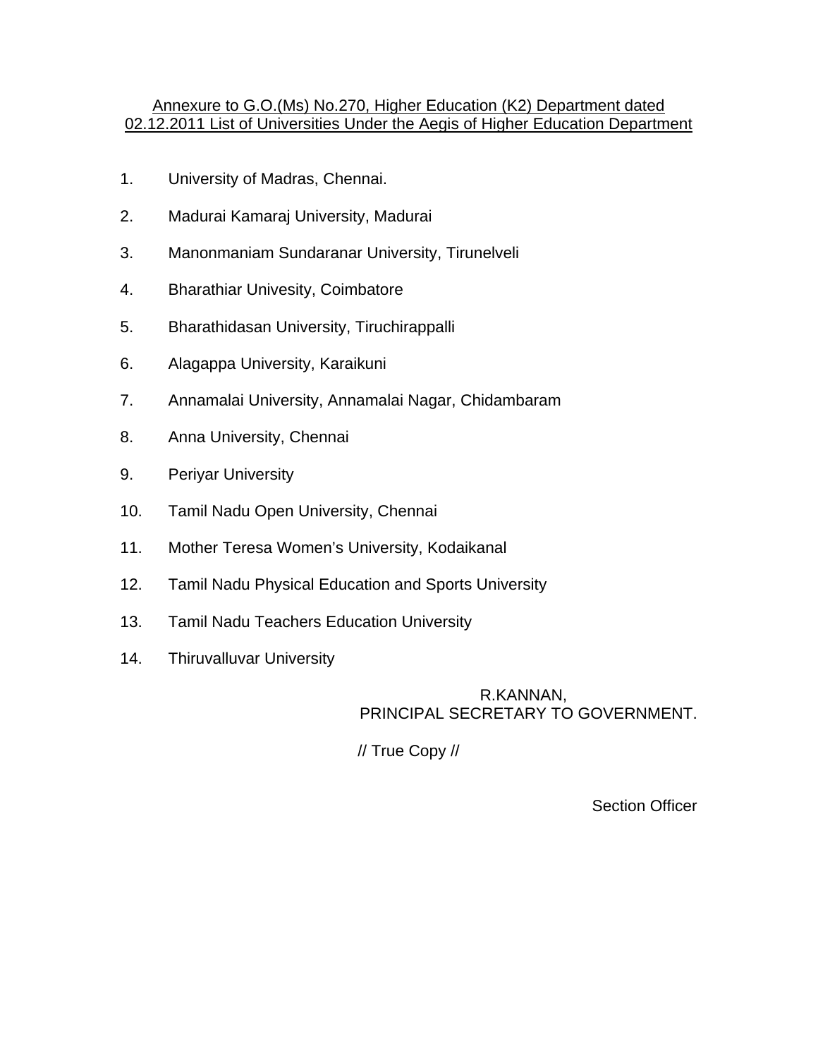<u>Annexure to G.O.(Ms) No.270, Higher Education (K2) Department dated 02.12.2011 List of Universities Under the Aegis of Higher Education Department</u>

1. University of Madras, Chennai.
2. Madurai Kamaraj University, Madurai
3. Manonmaniam Sundaranar University, Tirunelveli
4. Bharathiar Univesity, Coimbatore
5. Bharathidasan University, Tiruchirappalli
6. Alagappa University, Karaikuni
7. Annamalai University, Annamalai Nagar, Chidambaram
8. Anna University, Chennai
9. Periyar University
10. Tamil Nadu Open University, Chennai
11. Mother Teresa Women's University, Kodaikanal
12. Tamil Nadu Physical Education and Sports University
13. Tamil Nadu Teachers Education University
14. Thiruvalluvar University

R.KANNAN,
PRINCIPAL SECRETARY TO GOVERNMENT.

// True Copy //

Section Officer